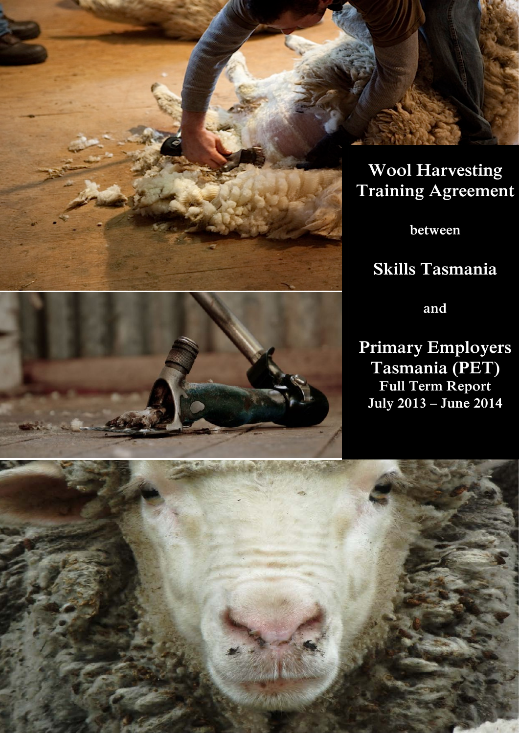# Wool Harvesting Training Agreement

between

## Skills Tasmania

and

## Primary Employers Tasmania (PET)

**Full Term Report**

**July 2013 – June 2014**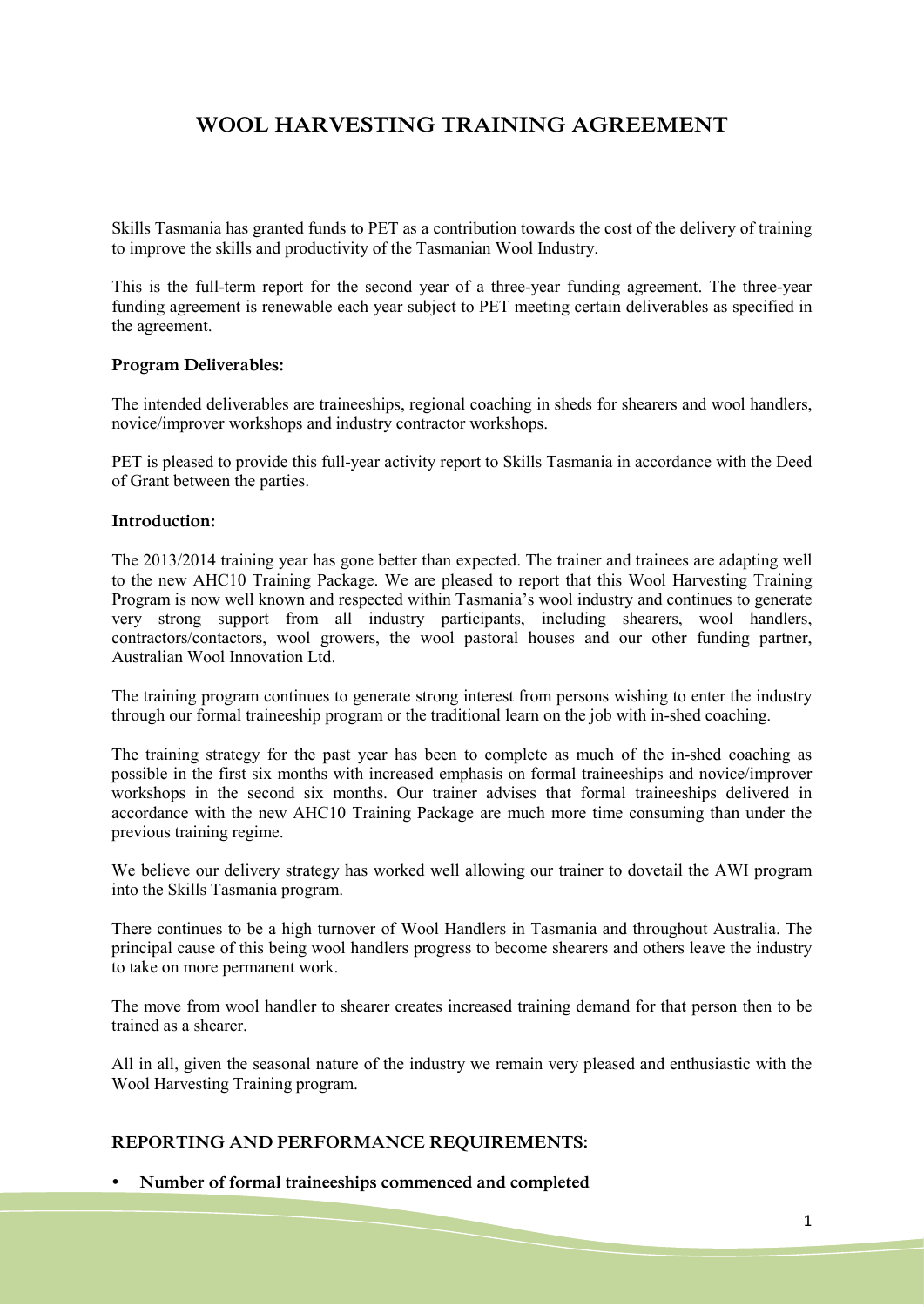# WOOL HARVESTING TRAINING AGREEMENT

Skills Tasmania has granted funds to PET as a contribution towards the cost of the delivery of training to improve the skills and productivity of the Tasmanian Wool Industry.

This is the full-term report for the second year of a three-year funding agreement. The three-year funding agreement is renewable each year subject to PET meeting certain deliverables as specified in the agreement.

### Program Deliverables:

The intended deliverables are traineeships, regional coaching in sheds for shearers and wool handlers, novice/improver workshops and industry contractor workshops.

PET is pleased to provide this full-year activity report to Skills Tasmania in accordance with the Deed of Grant between the parties.

### Introduction:

The 2013/2014 training year has gone better than expected. The trainer and trainees are adapting well to the new AHC10 Training Package. We are pleased to report that this Wool Harvesting Training Program is now well known and respected within Tasmania's wool industry and continues to generate very strong support from all industry participants, including shearers, wool handlers, contractors/contactors, wool growers, the wool pastoral houses and our other funding partner, Australian Wool Innovation Ltd.

The training program continues to generate strong interest from persons wishing to enter the industry through our formal traineeship program or the traditional learn on the job with in-shed coaching.

The training strategy for the past year has been to complete as much of the in-shed coaching as possible in the first six months with increased emphasis on formal traineeships and novice/improver workshops in the second six months. Our trainer advises that formal traineeships delivered in accordance with the new AHC10 Training Package are much more time consuming than under the previous training regime.

We believe our delivery strategy has worked well allowing our trainer to dovetail the AWI program into the Skills Tasmania program.

There continues to be a high turnover of Wool Handlers in Tasmania and throughout Australia. The principal cause of this being wool handlers progress to become shearers and others leave the industry to take on more permanent work.

The move from wool handler to shearer creates increased training demand for that person then to be trained as a shearer.

All in all, given the seasonal nature of the industry we remain very pleased and enthusiastic with the Wool Harvesting Training program.

### REPORTING AND PERFORMANCE REQUIREMENTS:

- **Number of formal traineeships commenced and completed**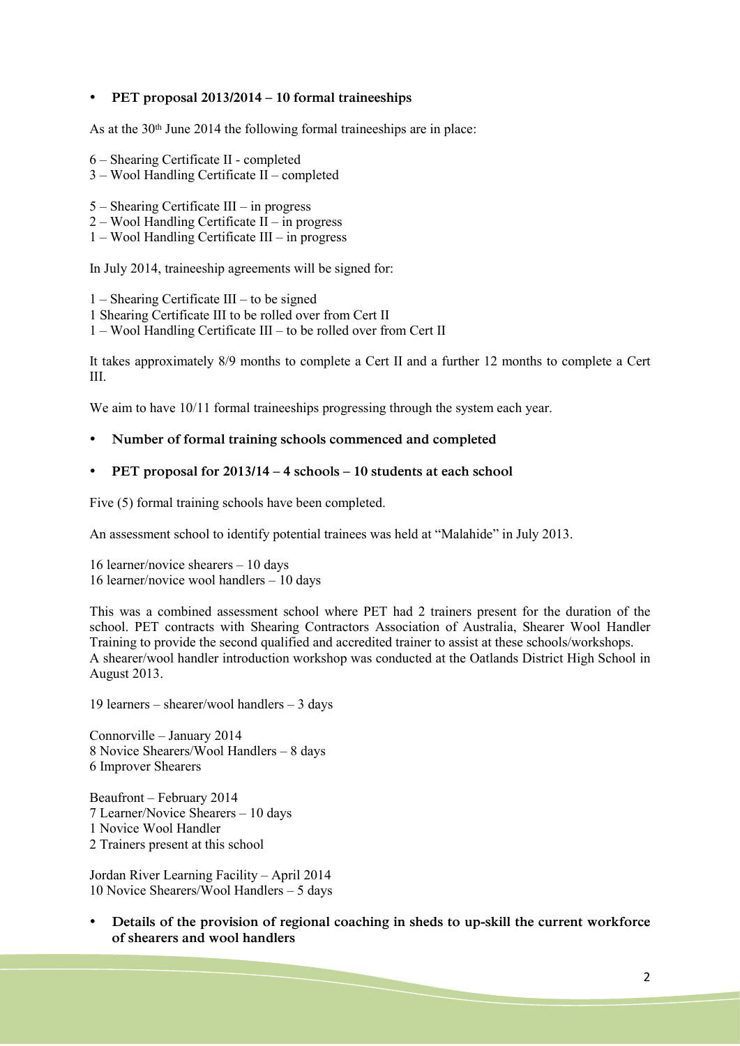- **PET proposal 2013/2014 – 10 formal traineeships**

As at the 30th June 2014 the following formal traineeships are in place:

6 – Shearing Certificate II - completed
3 – Wool Handling Certificate II – completed

5 – Shearing Certificate III – in progress
2 – Wool Handling Certificate II – in progress
1 – Wool Handling Certificate III – in progress

In July 2014, traineeship agreements will be signed for:

1 – Shearing Certificate III – to be signed
1 Shearing Certificate III to be rolled over from Cert II
1 – Wool Handling Certificate III – to be rolled over from Cert II

It takes approximately 8/9 months to complete a Cert II and a further 12 months to complete a Cert III.

We aim to have 10/11 formal traineeships progressing through the system each year.

- **Number of formal training schools commenced and completed**

- **PET proposal for 2013/14 – 4 schools – 10 students at each school**

Five (5) formal training schools have been completed.

An assessment school to identify potential trainees was held at "Malahide" in July 2013.

16 learner/novice shearers – 10 days
16 learner/novice wool handlers – 10 days

This was a combined assessment school where PET had 2 trainers present for the duration of the school. PET contracts with Shearing Contractors Association of Australia, Shearer Wool Handler Training to provide the second qualified and accredited trainer to assist at these schools/workshops.
A shearer/wool handler introduction workshop was conducted at the Oatlands District High School in August 2013.

19 learners – shearer/wool handlers – 3 days

Connorville – January 2014
8 Novice Shearers/Wool Handlers – 8 days
6 Improver Shearers

Beaufront – February 2014
7 Learner/Novice Shearers – 10 days
1 Novice Wool Handler
2 Trainers present at this school

Jordan River Learning Facility – April 2014
10 Novice Shearers/Wool Handlers – 5 days

- **Details of the provision of regional coaching in sheds to up-skill the current workforce of shearers and wool handlers**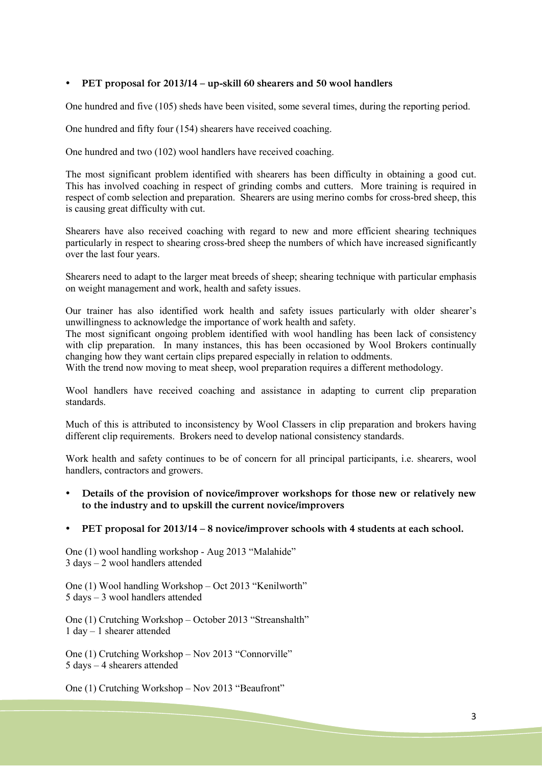- **PET proposal for 2013/14 – up-skill 60 shearers and 50 wool handlers**

One hundred and five (105) sheds have been visited, some several times, during the reporting period.

One hundred and fifty four (154) shearers have received coaching.

One hundred and two (102) wool handlers have received coaching.

The most significant problem identified with shearers has been difficulty in obtaining a good cut. This has involved coaching in respect of grinding combs and cutters. More training is required in respect of comb selection and preparation. Shearers are using merino combs for cross-bred sheep, this is causing great difficulty with cut.

Shearers have also received coaching with regard to new and more efficient shearing techniques particularly in respect to shearing cross-bred sheep the numbers of which have increased significantly over the last four years.

Shearers need to adapt to the larger meat breeds of sheep; shearing technique with particular emphasis on weight management and work, health and safety issues.

Our trainer has also identified work health and safety issues particularly with older shearer's unwillingness to acknowledge the importance of work health and safety.
The most significant ongoing problem identified with wool handling has been lack of consistency with clip preparation. In many instances, this has been occasioned by Wool Brokers continually changing how they want certain clips prepared especially in relation to oddments.
With the trend now moving to meat sheep, wool preparation requires a different methodology.

Wool handlers have received coaching and assistance in adapting to current clip preparation standards.

Much of this is attributed to inconsistency by Wool Classers in clip preparation and brokers having different clip requirements. Brokers need to develop national consistency standards.

Work health and safety continues to be of concern for all principal participants, i.e. shearers, wool handlers, contractors and growers.

- **Details of the provision of novice/improver workshops for those new or relatively new to the industry and to upskill the current novice/improvers**

- **PET proposal for 2013/14 – 8 novice/improver schools with 4 students at each school.**

One (1) wool handling workshop - Aug 2013 "Malahide"
3 days – 2 wool handlers attended

One (1) Wool handling Workshop – Oct 2013 "Kenilworth"
5 days – 3 wool handlers attended

One (1) Crutching Workshop – October 2013 "Streanshalth"
1 day – 1 shearer attended

One (1) Crutching Workshop – Nov 2013 "Connorville"
5 days – 4 shearers attended

One (1) Crutching Workshop – Nov 2013 "Beaufront"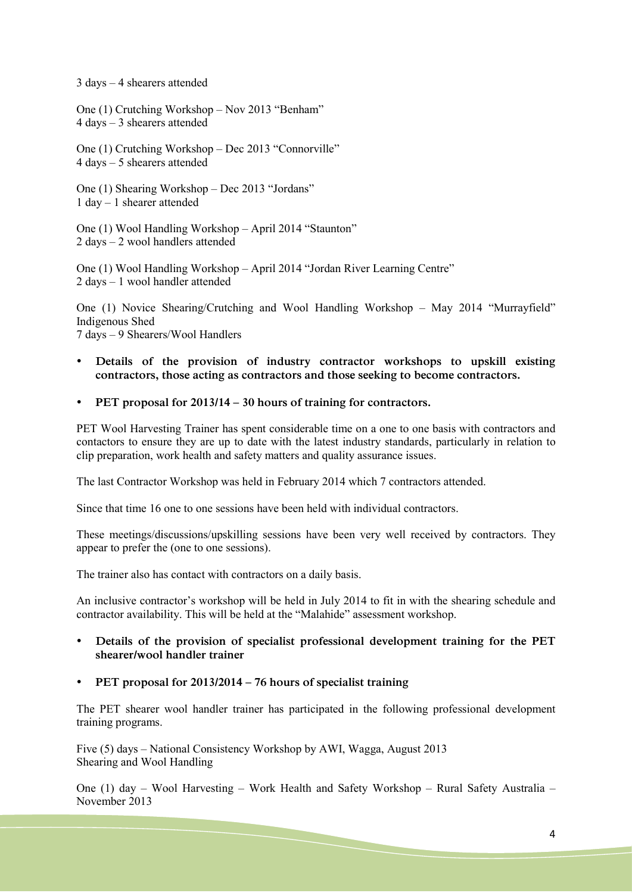3 days – 4 shearers attended

One (1) Crutching Workshop – Nov 2013 "Benham"
4 days – 3 shearers attended

One (1) Crutching Workshop – Dec 2013 "Connorville"
4 days – 5 shearers attended

One (1) Shearing Workshop – Dec 2013 "Jordans"
1 day – 1 shearer attended

One (1) Wool Handling Workshop – April 2014 "Staunton"
2 days – 2 wool handlers attended

One (1) Wool Handling Workshop – April 2014 "Jordan River Learning Centre"
2 days – 1 wool handler attended

One (1) Novice Shearing/Crutching and Wool Handling Workshop – May 2014 "Murrayfield" Indigenous Shed
7 days – 9 Shearers/Wool Handlers

- **Details of the provision of industry contractor workshops to upskill existing contractors, those acting as contractors and those seeking to become contractors.**

- **PET proposal for 2013/14 – 30 hours of training for contractors.**

PET Wool Harvesting Trainer has spent considerable time on a one to one basis with contractors and contactors to ensure they are up to date with the latest industry standards, particularly in relation to clip preparation, work health and safety matters and quality assurance issues.

The last Contractor Workshop was held in February 2014 which 7 contractors attended.

Since that time 16 one to one sessions have been held with individual contractors.

These meetings/discussions/upskilling sessions have been very well received by contractors. They appear to prefer the (one to one sessions).

The trainer also has contact with contractors on a daily basis.

An inclusive contractor's workshop will be held in July 2014 to fit in with the shearing schedule and contractor availability. This will be held at the "Malahide" assessment workshop.

- **Details of the provision of specialist professional development training for the PET shearer/wool handler trainer**

- **PET proposal for 2013/2014 – 76 hours of specialist training**

The PET shearer wool handler trainer has participated in the following professional development training programs.

Five (5) days – National Consistency Workshop by AWI, Wagga, August 2013
Shearing and Wool Handling

One (1) day – Wool Harvesting – Work Health and Safety Workshop – Rural Safety Australia – November 2013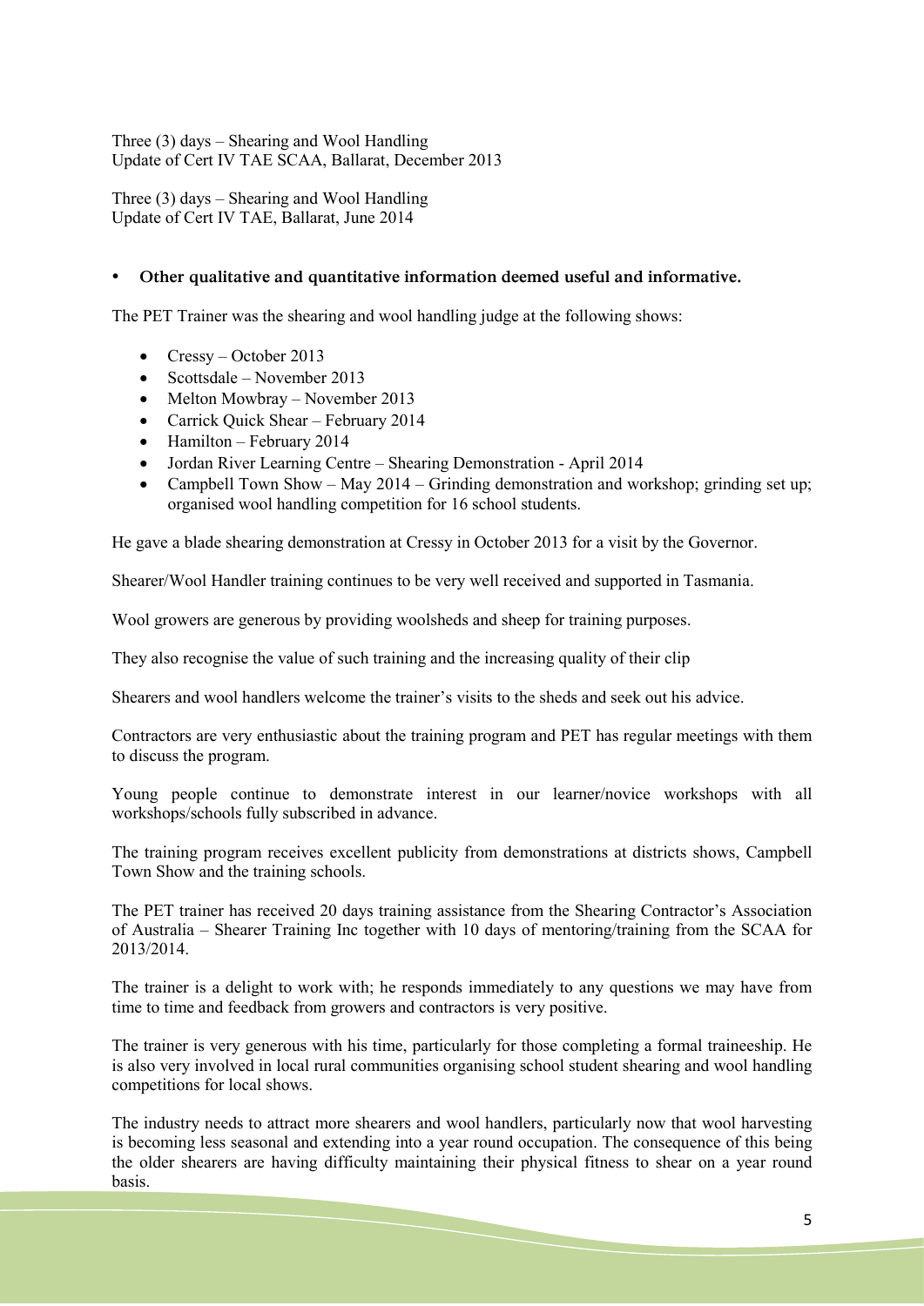Three (3) days – Shearing and Wool Handling
Update of Cert IV TAE SCAA, Ballarat, December 2013

Three (3) days – Shearing and Wool Handling
Update of Cert IV TAE, Ballarat, June 2014

- **Other qualitative and quantitative information deemed useful and informative.**

The PET Trainer was the shearing and wool handling judge at the following shows:

- Cressy – October 2013
- Scottsdale – November 2013
- Melton Mowbray – November 2013
- Carrick Quick Shear – February 2014
- Hamilton – February 2014
- Jordan River Learning Centre – Shearing Demonstration - April 2014
- Campbell Town Show – May 2014 – Grinding demonstration and workshop; grinding set up; organised wool handling competition for 16 school students.

He gave a blade shearing demonstration at Cressy in October 2013 for a visit by the Governor.

Shearer/Wool Handler training continues to be very well received and supported in Tasmania.

Wool growers are generous by providing woolsheds and sheep for training purposes.

They also recognise the value of such training and the increasing quality of their clip

Shearers and wool handlers welcome the trainer's visits to the sheds and seek out his advice.

Contractors are very enthusiastic about the training program and PET has regular meetings with them to discuss the program.

Young people continue to demonstrate interest in our learner/novice workshops with all workshops/schools fully subscribed in advance.

The training program receives excellent publicity from demonstrations at districts shows, Campbell Town Show and the training schools.

The PET trainer has received 20 days training assistance from the Shearing Contractor's Association of Australia – Shearer Training Inc together with 10 days of mentoring/training from the SCAA for 2013/2014.

The trainer is a delight to work with; he responds immediately to any questions we may have from time to time and feedback from growers and contractors is very positive.

The trainer is very generous with his time, particularly for those completing a formal traineeship. He is also very involved in local rural communities organising school student shearing and wool handling competitions for local shows.

The industry needs to attract more shearers and wool handlers, particularly now that wool harvesting is becoming less seasonal and extending into a year round occupation. The consequence of this being the older shearers are having difficulty maintaining their physical fitness to shear on a year round basis.